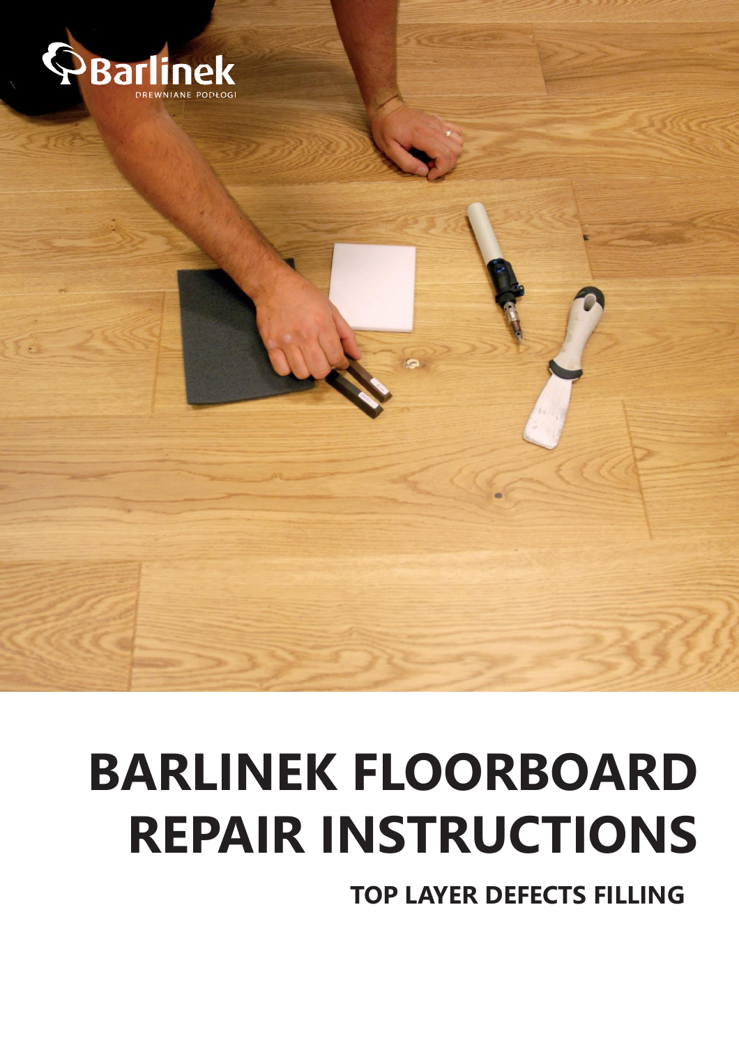# BARLINEK FLOORBOARD REPAIR INSTRUCTIONS

## TOP LAYER DEFECTS FILLING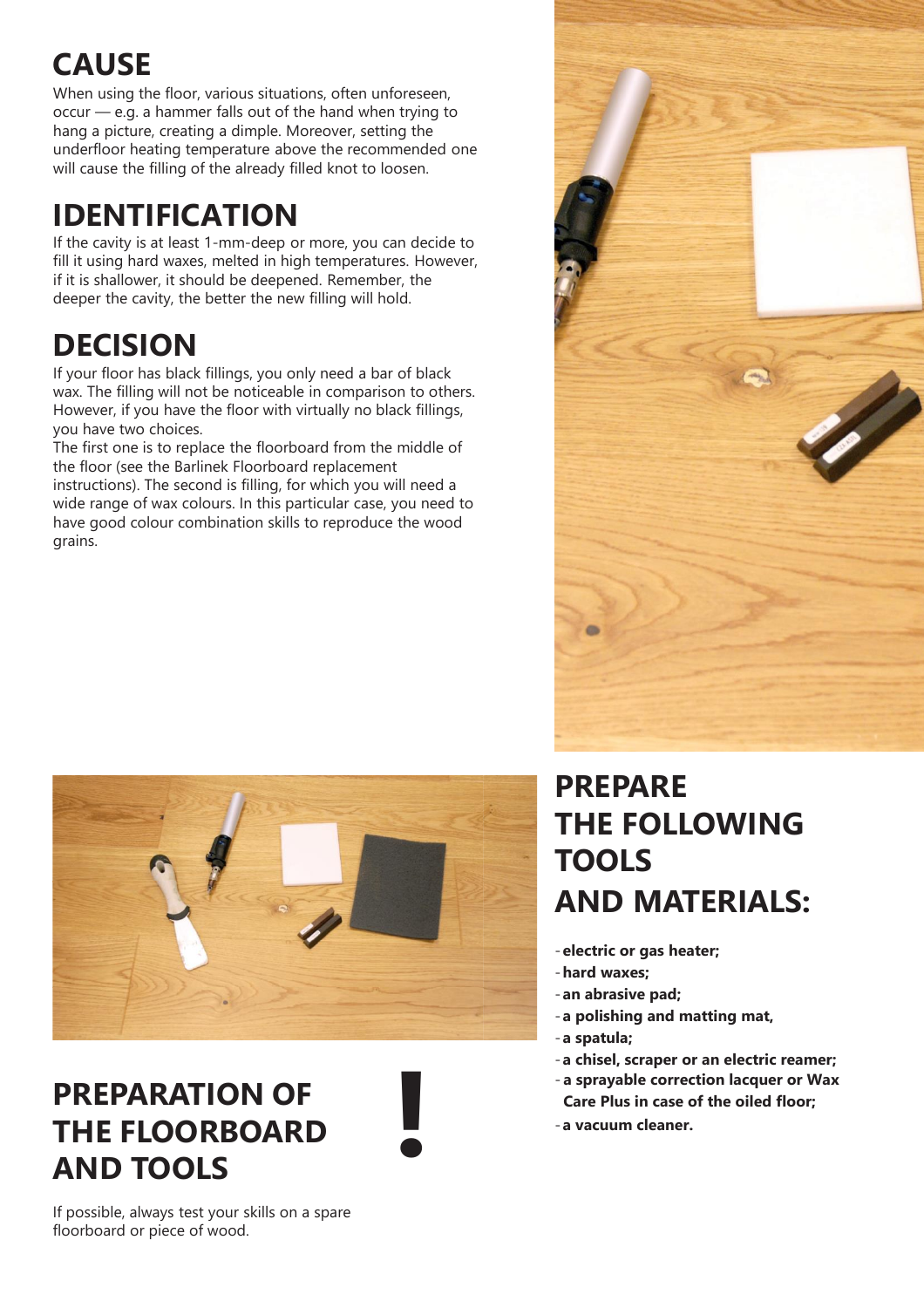## CAUSE

When using the floor, various situations, often unforeseen, occur — e.g. a hammer falls out of the hand when trying to hang a picture, creating a dimple. Moreover, setting the underfloor heating temperature above the recommended one will cause the filling of the already filled knot to loosen.

## IDENTIFICATION

If the cavity is at least 1-mm-deep or more, you can decide to fill it using hard waxes, melted in high temperatures. However, if it is shallower, it should be deepened. Remember, the deeper the cavity, the better the new filling will hold.

## DECISION

If your floor has black fillings, you only need a bar of black wax. The filling will not be noticeable in comparison to others. However, if you have the floor with virtually no black fillings, you have two choices.
The first one is to replace the floorboard from the middle of the floor (see the Barlinek Floorboard replacement instructions). The second is filling, for which you will need a wide range of wax colours. In this particular case, you need to have good colour combination skills to reproduce the wood grains.

## PREPARE THE FOLLOWING TOOLS AND MATERIALS:

- **electric or gas heater;**
- **hard waxes;**
- **an abrasive pad;**
- **a polishing and matting mat,**
- **a spatula;**
- **a chisel, scraper or an electric reamer;**
- **a sprayable correction lacquer or Wax Care Plus in case of the oiled floor;**
- **a vacuum cleaner.**

## PREPARATION OF THE FLOORBOARD AND TOOLS

**!**

If possible, always test your skills on a spare floorboard or piece of wood.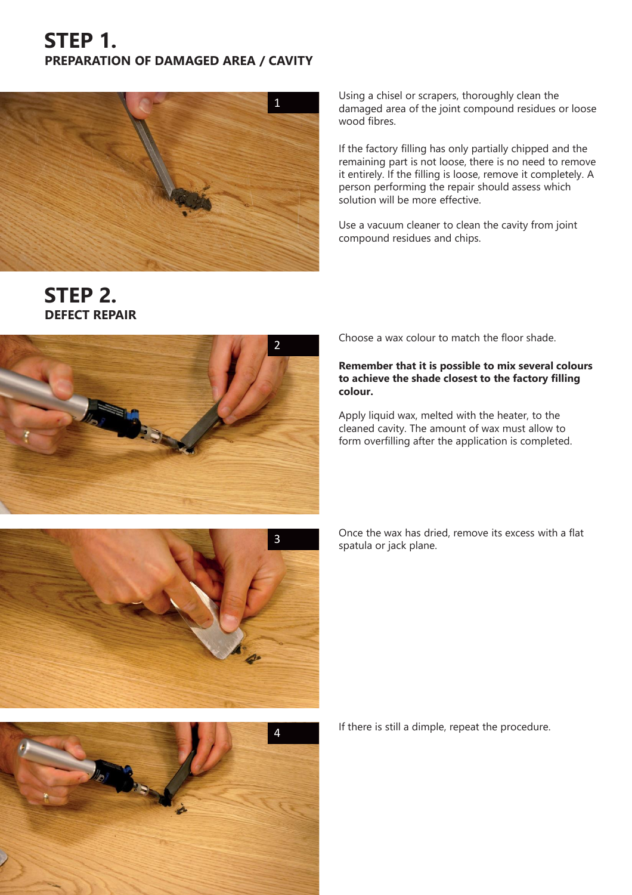# STEP 1.
## PREPARATION OF DAMAGED AREA / CAVITY

1

Using a chisel or scrapers, thoroughly clean the damaged area of the joint compound residues or loose wood fibres.

If the factory filling has only partially chipped and the remaining part is not loose, there is no need to remove it entirely. If the filling is loose, remove it completely. A person performing the repair should assess which solution will be more effective.

Use a vacuum cleaner to clean the cavity from joint compound residues and chips.

# STEP 2.
## DEFECT REPAIR

2

Choose a wax colour to match the floor shade.

**Remember that it is possible to mix several colours to achieve the shade closest to the factory filling colour.**

Apply liquid wax, melted with the heater, to the cleaned cavity. The amount of wax must allow to form overfilling after the application is completed.

3

Once the wax has dried, remove its excess with a flat spatula or jack plane.

4

If there is still a dimple, repeat the procedure.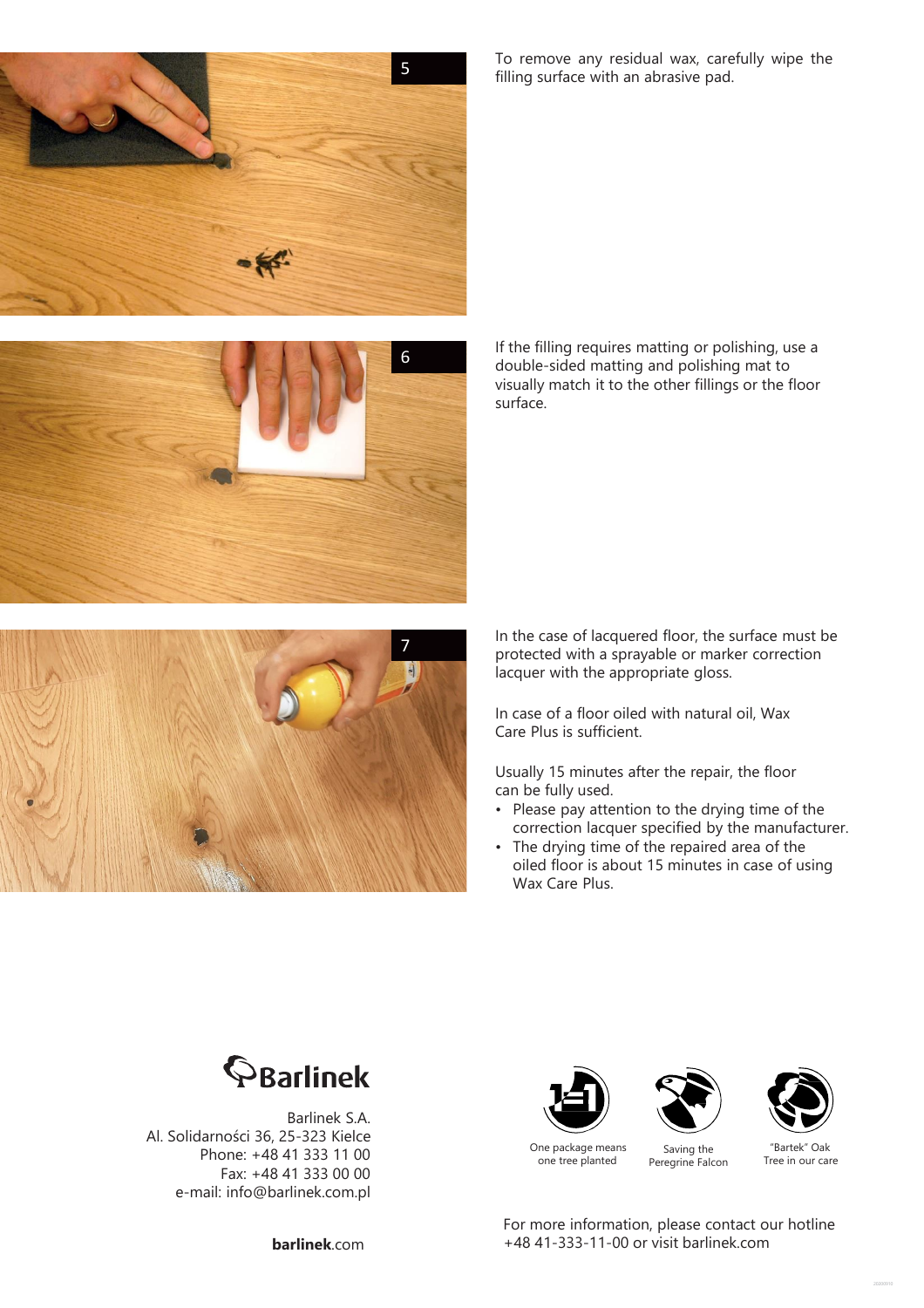5

To remove any residual wax, carefully wipe the filling surface with an abrasive pad.

6

If the filling requires matting or polishing, use a double-sided matting and polishing mat to visually match it to the other fillings or the floor surface.

7

In the case of lacquered floor, the surface must be protected with a sprayable or marker correction lacquer with the appropriate gloss.

In case of a floor oiled with natural oil, Wax Care Plus is sufficient.

Usually 15 minutes after the repair, the floor can be fully used.

- Please pay attention to the drying time of the correction lacquer specified by the manufacturer.
- The drying time of the repaired area of the oiled floor is about 15 minutes in case of using Wax Care Plus.

Barlinek

Barlinek S.A.
Al. Solidarności 36, 25-323 Kielce
Phone: +48 41 333 11 00
Fax: +48 41 333 00 00
e-mail: info@barlinek.com.pl

**barlinek**.com

One package means one tree planted

Saving the Peregrine Falcon

"Bartek" Oak Tree in our care

For more information, please contact our hotline +48 41-333-11-00 or visit barlinek.com